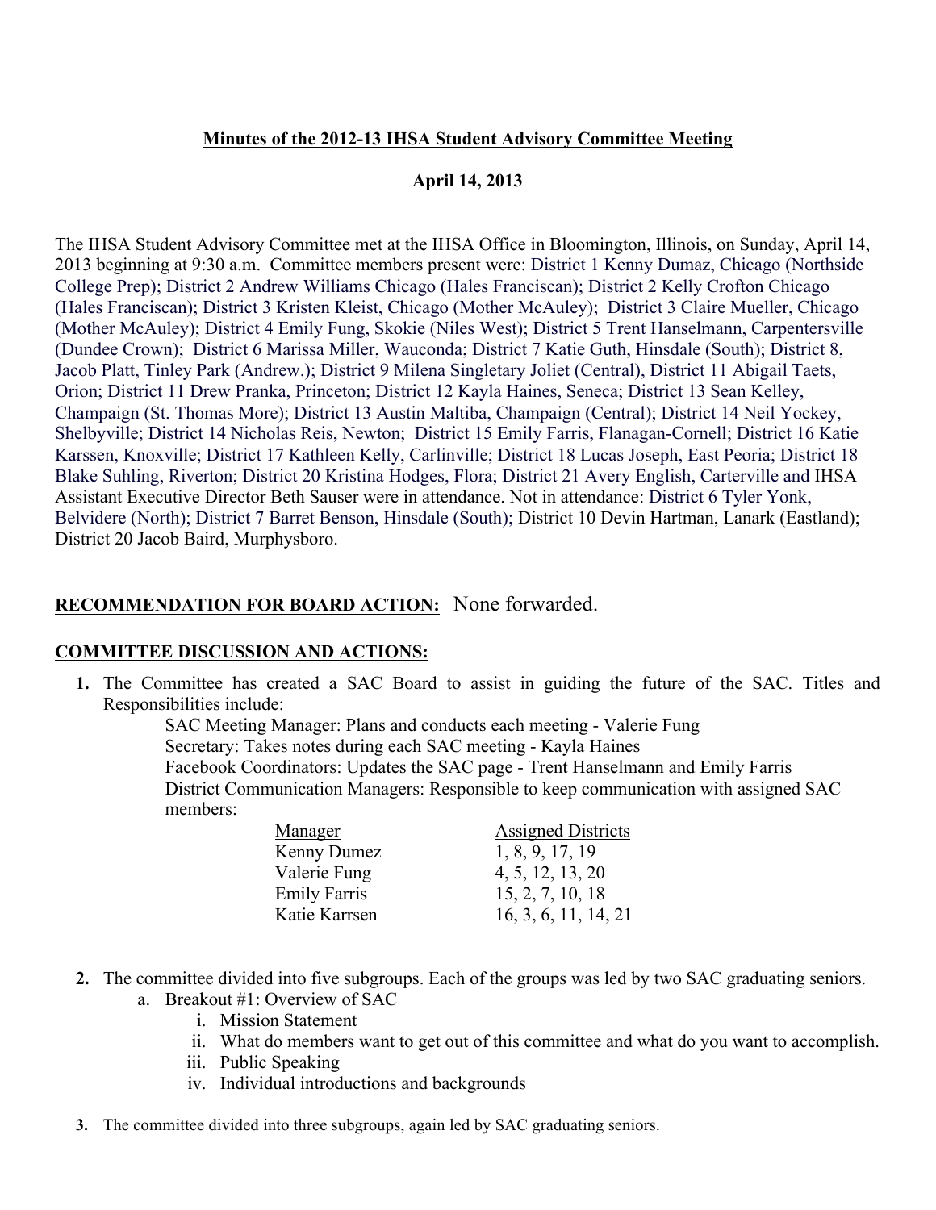# Minutes of the 2012-13 IHSA Student Advisory Committee Meeting

**April 14, 2013**

The IHSA Student Advisory Committee met at the IHSA Office in Bloomington, Illinois, on Sunday, April 14, 2013 beginning at 9:30 a.m. Committee members present were: District 1 Kenny Dumaz, Chicago (Northside College Prep); District 2 Andrew Williams Chicago (Hales Franciscan); District 2 Kelly Crofton Chicago (Hales Franciscan); District 3 Kristen Kleist, Chicago (Mother McAuley); District 3 Claire Mueller, Chicago (Mother McAuley); District 4 Emily Fung, Skokie (Niles West); District 5 Trent Hanselmann, Carpentersville (Dundee Crown); District 6 Marissa Miller, Wauconda; District 7 Katie Guth, Hinsdale (South); District 8, Jacob Platt, Tinley Park (Andrew.); District 9 Milena Singletary Joliet (Central), District 11 Abigail Taets, Orion; District 11 Drew Pranka, Princeton; District 12 Kayla Haines, Seneca; District 13 Sean Kelley, Champaign (St. Thomas More); District 13 Austin Maltiba, Champaign (Central); District 14 Neil Yockey, Shelbyville; District 14 Nicholas Reis, Newton; District 15 Emily Farris, Flanagan-Cornell; District 16 Katie Karssen, Knoxville; District 17 Kathleen Kelly, Carlinville; District 18 Lucas Joseph, East Peoria; District 18 Blake Suhling, Riverton; District 20 Kristina Hodges, Flora; District 21 Avery English, Carterville and IHSA Assistant Executive Director Beth Sauser were in attendance. Not in attendance: District 6 Tyler Yonk, Belvidere (North); District 7 Barret Benson, Hinsdale (South); District 10 Devin Hartman, Lanark (Eastland); District 20 Jacob Baird, Murphysboro.

**RECOMMENDATION FOR BOARD ACTION:** None forwarded.

**COMMITTEE DISCUSSION AND ACTIONS:**

1. The Committee has created a SAC Board to assist in guiding the future of the SAC. Titles and Responsibilities include:

   SAC Meeting Manager: Plans and conducts each meeting - Valerie Fung
   Secretary: Takes notes during each SAC meeting - Kayla Haines
   Facebook Coordinators: Updates the SAC page - Trent Hanselmann and Emily Farris
   District Communication Managers: Responsible to keep communication with assigned SAC members:

   | Manager | Assigned Districts |
   |---|---|
   | Kenny Dumez | 1, 8, 9, 17, 19 |
   | Valerie Fung | 4, 5, 12, 13, 20 |
   | Emily Farris | 15, 2, 7, 10, 18 |
   | Katie Karrsen | 16, 3, 6, 11, 14, 21 |

2. The committee divided into five subgroups. Each of the groups was led by two SAC graduating seniors.
   a. Breakout #1: Overview of SAC
      i. Mission Statement
      ii. What do members want to get out of this committee and what do you want to accomplish.
      iii. Public Speaking
      iv. Individual introductions and backgrounds

3. The committee divided into three subgroups, again led by SAC graduating seniors.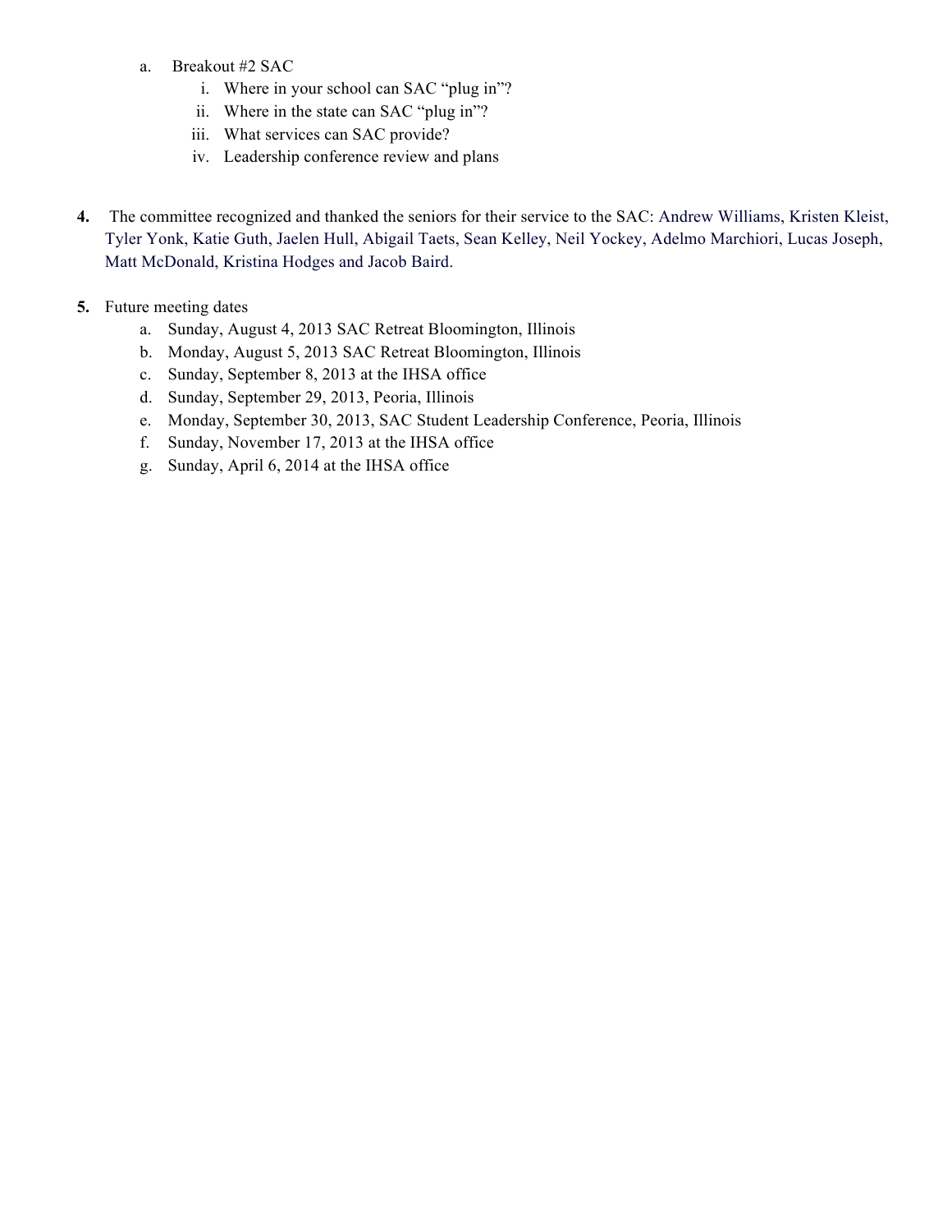a. Breakout #2 SAC
   i. Where in your school can SAC "plug in"?
   ii. Where in the state can SAC "plug in"?
   iii. What services can SAC provide?
   iv. Leadership conference review and plans

**4.** The committee recognized and thanked the seniors for their service to the SAC: Andrew Williams, Kristen Kleist, Tyler Yonk, Katie Guth, Jaelen Hull, Abigail Taets, Sean Kelley, Neil Yockey, Adelmo Marchiori, Lucas Joseph, Matt McDonald, Kristina Hodges and Jacob Baird.

**5.** Future meeting dates

a. Sunday, August 4, 2013 SAC Retreat Bloomington, Illinois
b. Monday, August 5, 2013 SAC Retreat Bloomington, Illinois
c. Sunday, September 8, 2013 at the IHSA office
d. Sunday, September 29, 2013, Peoria, Illinois
e. Monday, September 30, 2013, SAC Student Leadership Conference, Peoria, Illinois
f. Sunday, November 17, 2013 at the IHSA office
g. Sunday, April 6, 2014 at the IHSA office